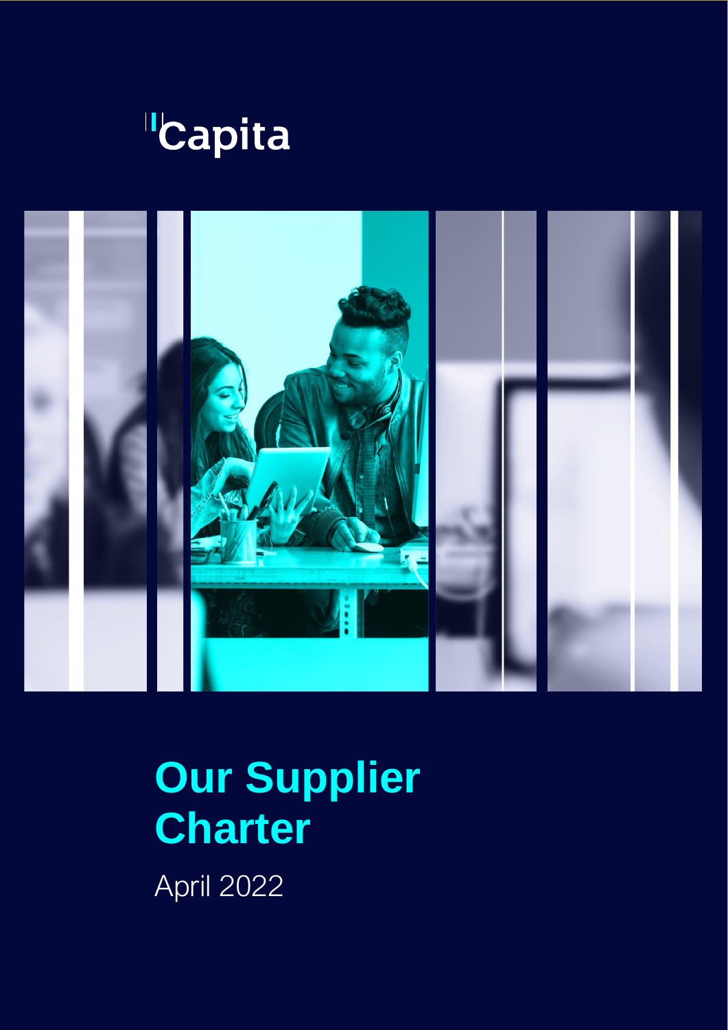Capita

# Our Supplier Charter

April 2022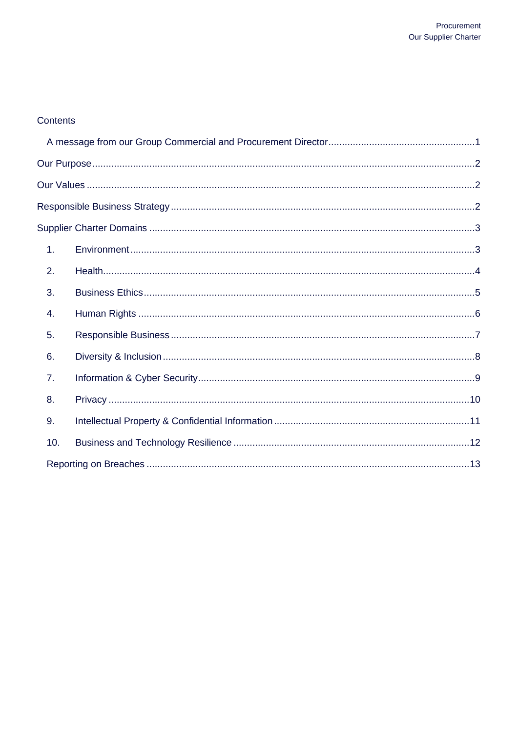Contents

A message from our Group Commercial and Procurement Director ........ 1

Our Purpose ........ 2

Our Values ........ 2

Responsible Business Strategy ........ 2

Supplier Charter Domains ........ 3

1. Environment ........ 3
2. Health ........ 4
3. Business Ethics ........ 5
4. Human Rights ........ 6
5. Responsible Business ........ 7
6. Diversity & Inclusion ........ 8
7. Information & Cyber Security ........ 9
8. Privacy ........ 10
9. Intellectual Property & Confidential Information ........ 11
10. Business and Technology Resilience ........ 12

Reporting on Breaches ........ 13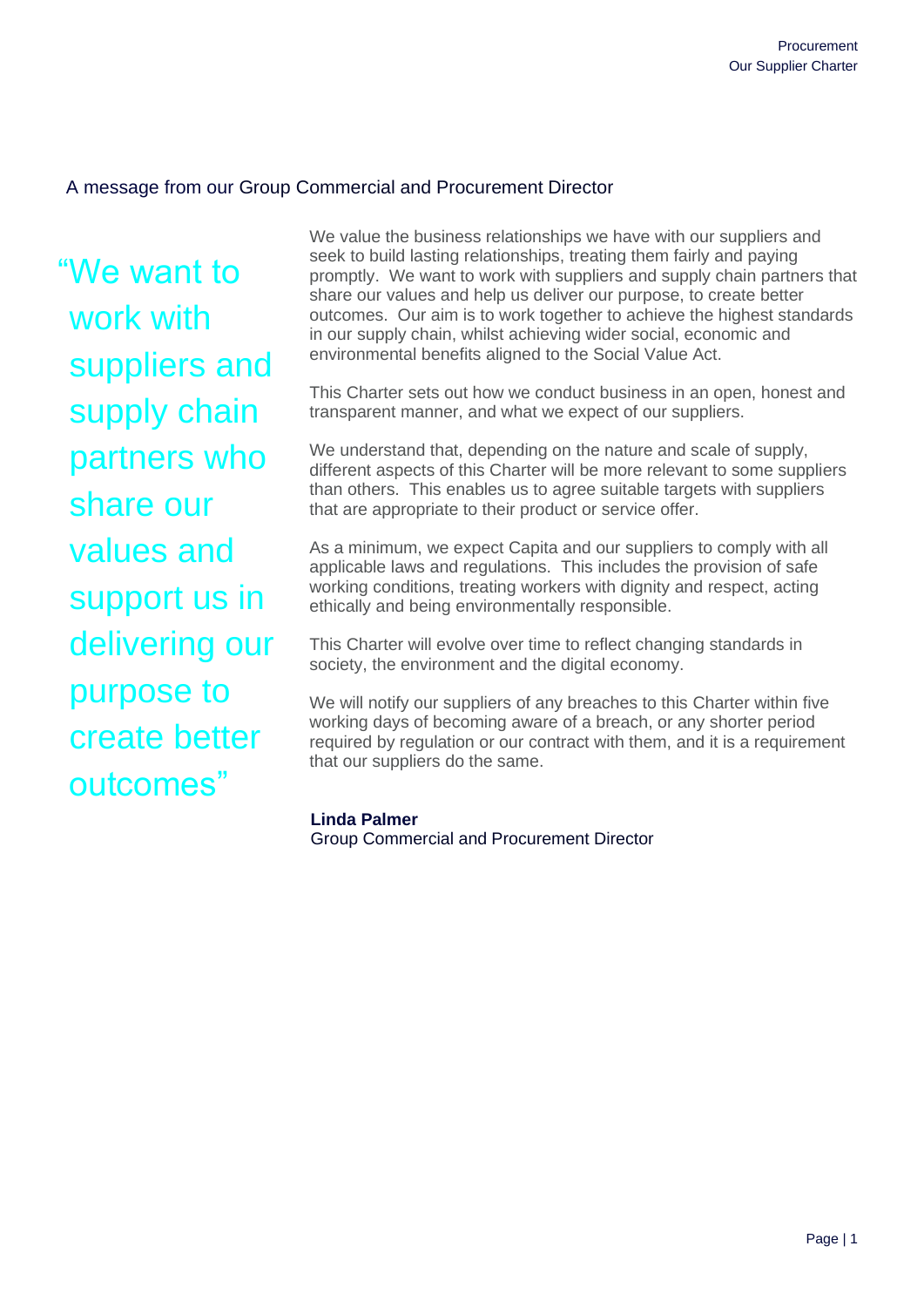## A message from our Group Commercial and Procurement Director

> "We want to work with suppliers and supply chain partners who share our values and support us in delivering our purpose to create better outcomes"

We value the business relationships we have with our suppliers and seek to build lasting relationships, treating them fairly and paying promptly. We want to work with suppliers and supply chain partners that share our values and help us deliver our purpose, to create better outcomes. Our aim is to work together to achieve the highest standards in our supply chain, whilst achieving wider social, economic and environmental benefits aligned to the Social Value Act.

This Charter sets out how we conduct business in an open, honest and transparent manner, and what we expect of our suppliers.

We understand that, depending on the nature and scale of supply, different aspects of this Charter will be more relevant to some suppliers than others. This enables us to agree suitable targets with suppliers that are appropriate to their product or service offer.

As a minimum, we expect Capita and our suppliers to comply with all applicable laws and regulations. This includes the provision of safe working conditions, treating workers with dignity and respect, acting ethically and being environmentally responsible.

This Charter will evolve over time to reflect changing standards in society, the environment and the digital economy.

We will notify our suppliers of any breaches to this Charter within five working days of becoming aware of a breach, or any shorter period required by regulation or our contract with them, and it is a requirement that our suppliers do the same.

**Linda Palmer**
Group Commercial and Procurement Director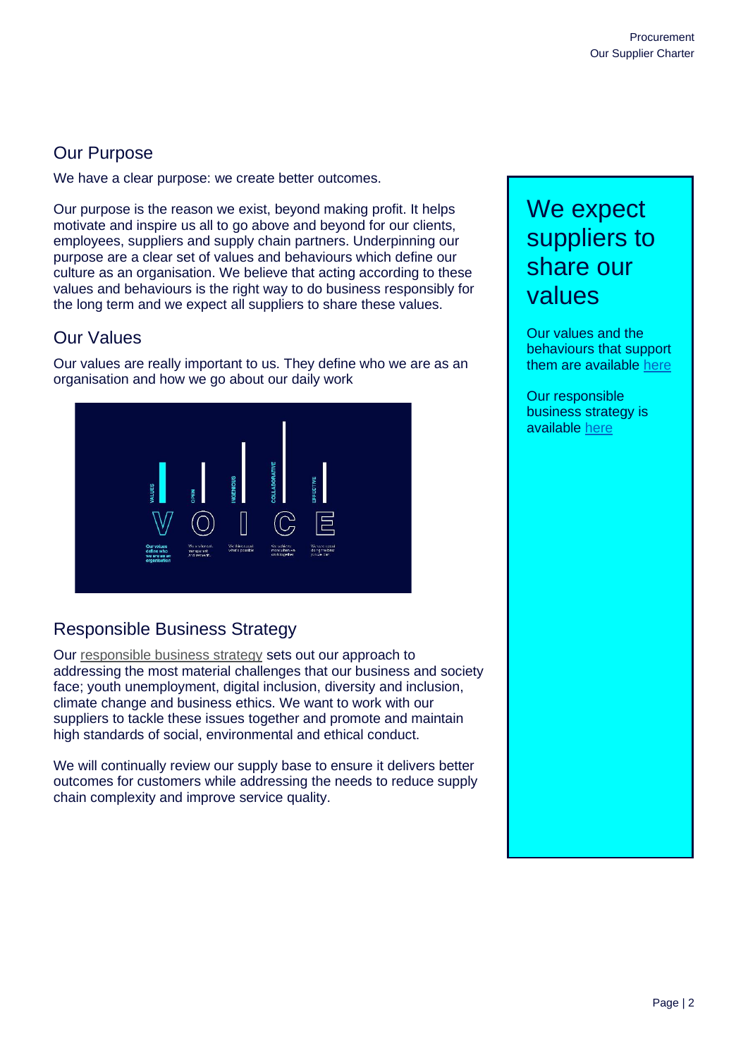## Our Purpose

We have a clear purpose: we create better outcomes.

Our purpose is the reason we exist, beyond making profit. It helps motivate and inspire us all to go above and beyond for our clients, employees, suppliers and supply chain partners. Underpinning our purpose are a clear set of values and behaviours which define our culture as an organisation. We believe that acting according to these values and behaviours is the right way to do business responsibly for the long term and we expect all suppliers to share these values.

## Our Values

Our values are really important to us. They define who we are as an organisation and how we go about our daily work

## Responsible Business Strategy

Our responsible business strategy sets out our approach to addressing the most material challenges that our business and society face; youth unemployment, digital inclusion, diversity and inclusion, climate change and business ethics. We want to work with our suppliers to tackle these issues together and promote and maintain high standards of social, environmental and ethical conduct.

We will continually review our supply base to ensure it delivers better outcomes for customers while addressing the needs to reduce supply chain complexity and improve service quality.

> **We expect suppliers to share our values**
>
> Our values and the behaviours that support them are available here
>
> Our responsible business strategy is available here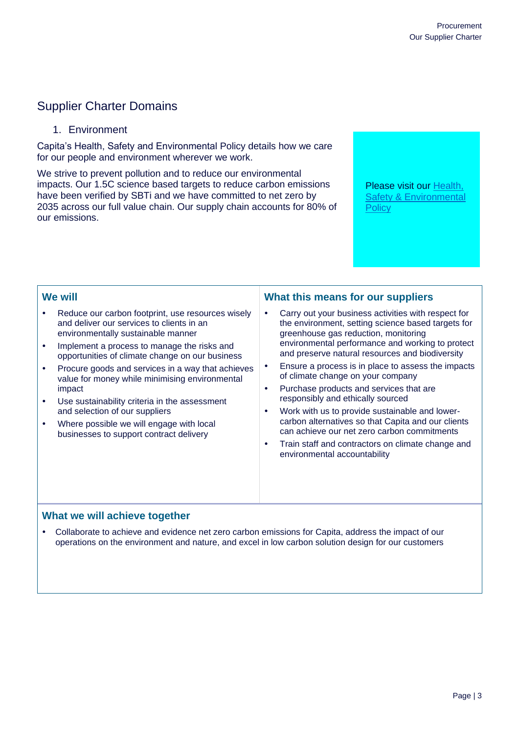## Supplier Charter Domains

### 1. Environment

Capita's Health, Safety and Environmental Policy details how we care for our people and environment wherever we work.

We strive to prevent pollution and to reduce our environmental impacts. Our 1.5C science based targets to reduce carbon emissions have been verified by SBTi and we have committed to net zero by 2035 across our full value chain. Our supply chain accounts for 80% of our emissions.

Please visit our Health, Safety & Environmental Policy

#### We will

- Reduce our carbon footprint, use resources wisely and deliver our services to clients in an environmentally sustainable manner
- Implement a process to manage the risks and opportunities of climate change on our business
- Procure goods and services in a way that achieves value for money while minimising environmental impact
- Use sustainability criteria in the assessment and selection of our suppliers
- Where possible we will engage with local businesses to support contract delivery

#### What this means for our suppliers

- Carry out your business activities with respect for the environment, setting science based targets for greenhouse gas reduction, monitoring environmental performance and working to protect and preserve natural resources and biodiversity
- Ensure a process is in place to assess the impacts of climate change on your company
- Purchase products and services that are responsibly and ethically sourced
- Work with us to provide sustainable and lower-carbon alternatives so that Capita and our clients can achieve our net zero carbon commitments
- Train staff and contractors on climate change and environmental accountability

#### What we will achieve together

- Collaborate to achieve and evidence net zero carbon emissions for Capita, address the impact of our operations on the environment and nature, and excel in low carbon solution design for our customers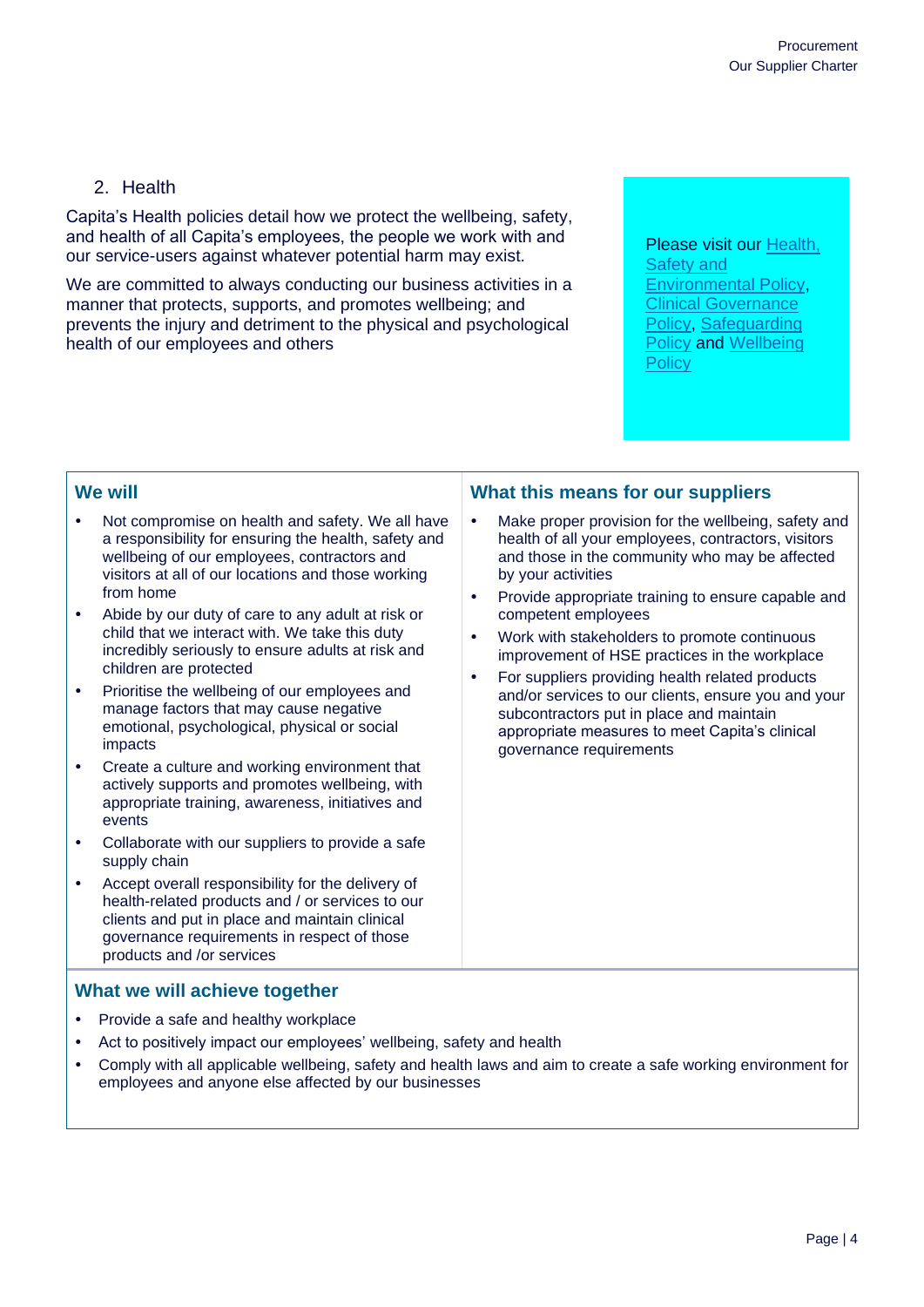## 2. Health

Capita's Health policies detail how we protect the wellbeing, safety, and health of all Capita's employees, the people we work with and our service-users against whatever potential harm may exist.

We are committed to always conducting our business activities in a manner that protects, supports, and promotes wellbeing; and prevents the injury and detriment to the physical and psychological health of our employees and others

Please visit our Health, Safety and Environmental Policy, Clinical Governance Policy, Safeguarding Policy and Wellbeing Policy

### We will

- Not compromise on health and safety. We all have a responsibility for ensuring the health, safety and wellbeing of our employees, contractors and visitors at all of our locations and those working from home
- Abide by our duty of care to any adult at risk or child that we interact with. We take this duty incredibly seriously to ensure adults at risk and children are protected
- Prioritise the wellbeing of our employees and manage factors that may cause negative emotional, psychological, physical or social impacts
- Create a culture and working environment that actively supports and promotes wellbeing, with appropriate training, awareness, initiatives and events
- Collaborate with our suppliers to provide a safe supply chain
- Accept overall responsibility for the delivery of health-related products and / or services to our clients and put in place and maintain clinical governance requirements in respect of those products and /or services

### What this means for our suppliers

- Make proper provision for the wellbeing, safety and health of all your employees, contractors, visitors and those in the community who may be affected by your activities
- Provide appropriate training to ensure capable and competent employees
- Work with stakeholders to promote continuous improvement of HSE practices in the workplace
- For suppliers providing health related products and/or services to our clients, ensure you and your subcontractors put in place and maintain appropriate measures to meet Capita's clinical governance requirements

### What we will achieve together

- Provide a safe and healthy workplace
- Act to positively impact our employees' wellbeing, safety and health
- Comply with all applicable wellbeing, safety and health laws and aim to create a safe working environment for employees and anyone else affected by our businesses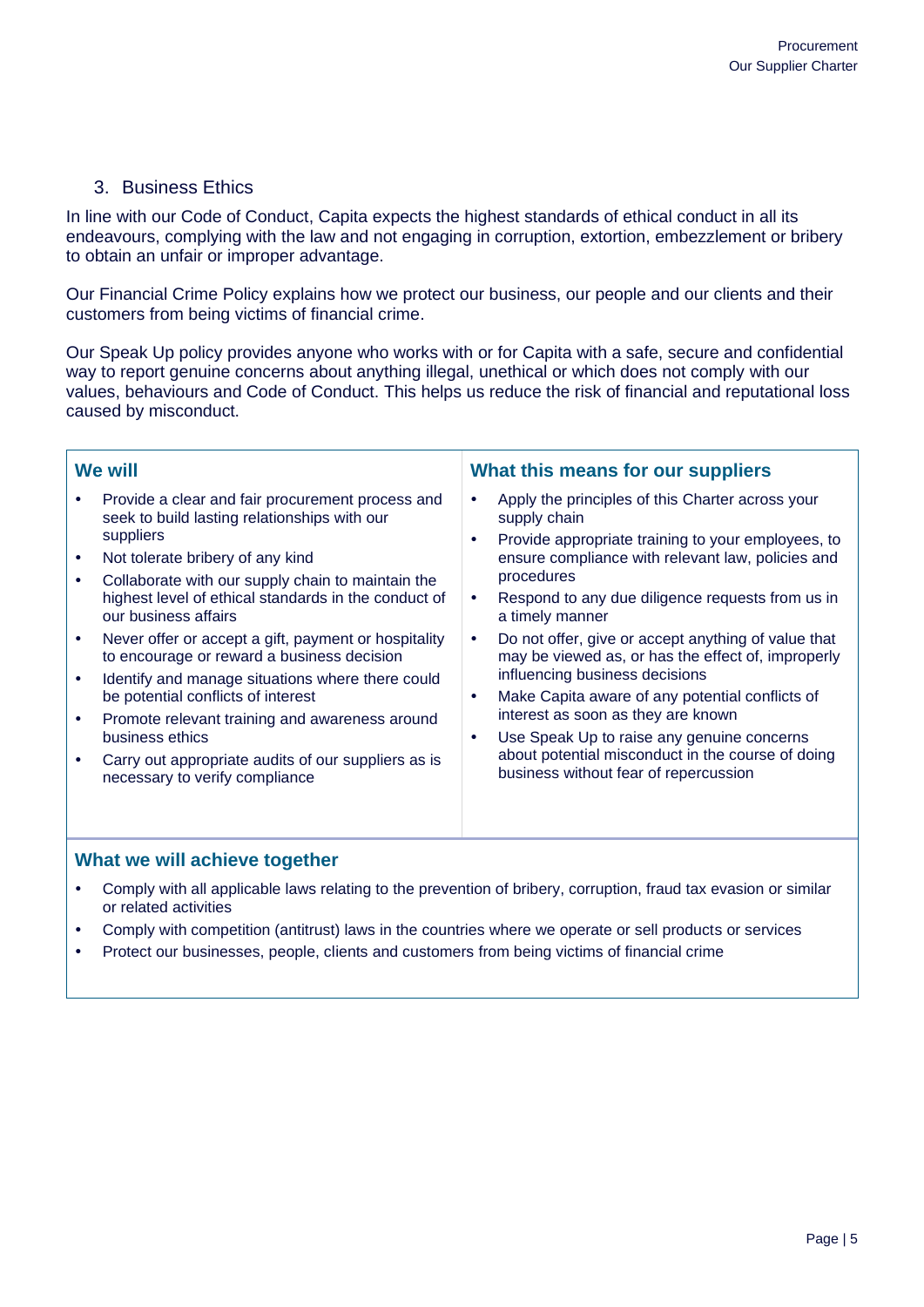## 3. Business Ethics

In line with our Code of Conduct, Capita expects the highest standards of ethical conduct in all its endeavours, complying with the law and not engaging in corruption, extortion, embezzlement or bribery to obtain an unfair or improper advantage.

Our Financial Crime Policy explains how we protect our business, our people and our clients and their customers from being victims of financial crime.

Our Speak Up policy provides anyone who works with or for Capita with a safe, secure and confidential way to report genuine concerns about anything illegal, unethical or which does not comply with our values, behaviours and Code of Conduct. This helps us reduce the risk of financial and reputational loss caused by misconduct.

### We will

- Provide a clear and fair procurement process and seek to build lasting relationships with our suppliers
- Not tolerate bribery of any kind
- Collaborate with our supply chain to maintain the highest level of ethical standards in the conduct of our business affairs
- Never offer or accept a gift, payment or hospitality to encourage or reward a business decision
- Identify and manage situations where there could be potential conflicts of interest
- Promote relevant training and awareness around business ethics
- Carry out appropriate audits of our suppliers as is necessary to verify compliance

### What this means for our suppliers

- Apply the principles of this Charter across your supply chain
- Provide appropriate training to your employees, to ensure compliance with relevant law, policies and procedures
- Respond to any due diligence requests from us in a timely manner
- Do not offer, give or accept anything of value that may be viewed as, or has the effect of, improperly influencing business decisions
- Make Capita aware of any potential conflicts of interest as soon as they are known
- Use Speak Up to raise any genuine concerns about potential misconduct in the course of doing business without fear of repercussion

### What we will achieve together

- Comply with all applicable laws relating to the prevention of bribery, corruption, fraud tax evasion or similar or related activities
- Comply with competition (antitrust) laws in the countries where we operate or sell products or services
- Protect our businesses, people, clients and customers from being victims of financial crime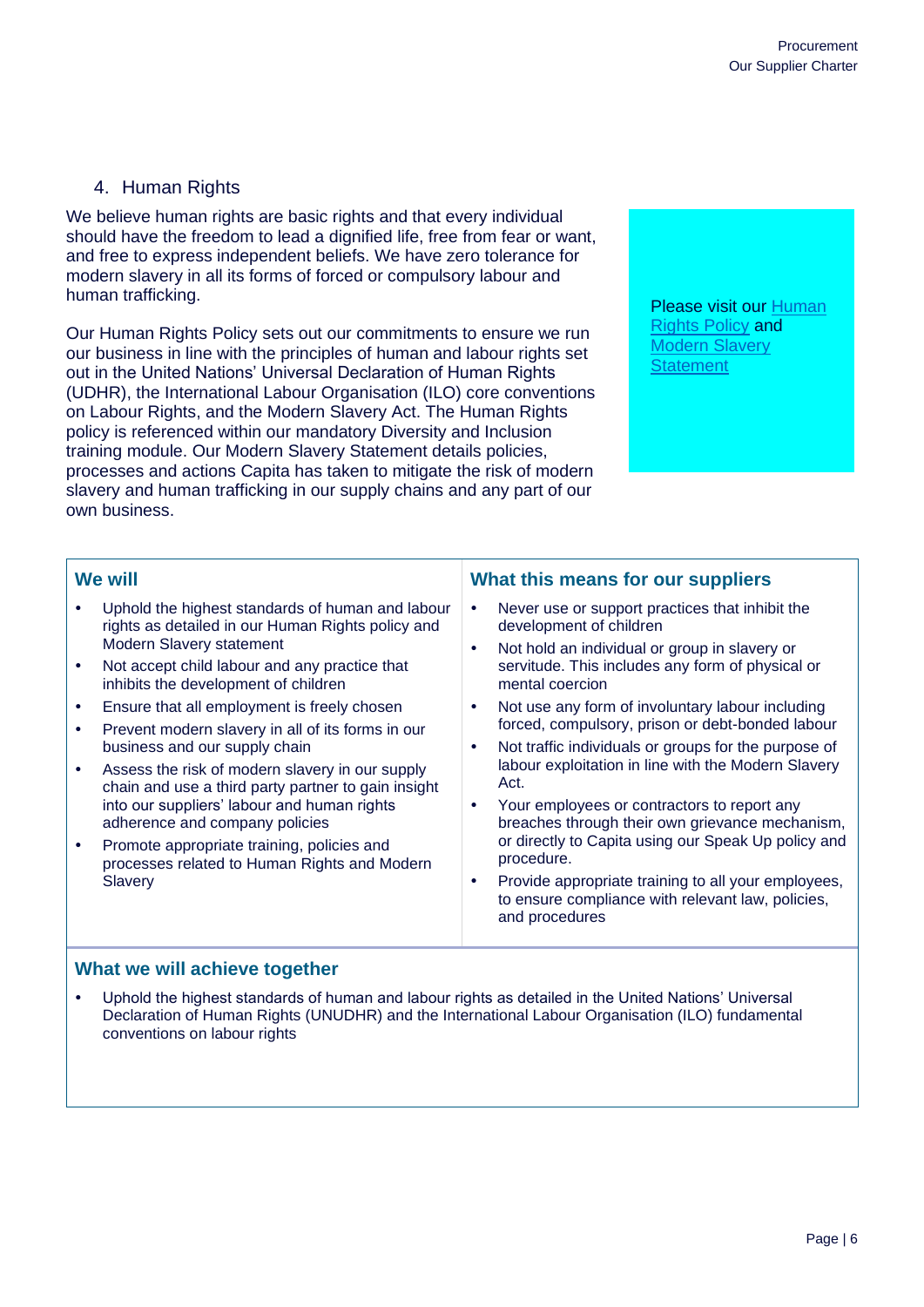## 4. Human Rights

We believe human rights are basic rights and that every individual should have the freedom to lead a dignified life, free from fear or want, and free to express independent beliefs. We have zero tolerance for modern slavery in all its forms of forced or compulsory labour and human trafficking.

Our Human Rights Policy sets out our commitments to ensure we run our business in line with the principles of human and labour rights set out in the United Nations' Universal Declaration of Human Rights (UDHR), the International Labour Organisation (ILO) core conventions on Labour Rights, and the Modern Slavery Act. The Human Rights policy is referenced within our mandatory Diversity and Inclusion training module. Our Modern Slavery Statement details policies, processes and actions Capita has taken to mitigate the risk of modern slavery and human trafficking in our supply chains and any part of our own business.

Please visit our Human Rights Policy and Modern Slavery Statement

### We will

- Uphold the highest standards of human and labour rights as detailed in our Human Rights policy and Modern Slavery statement
- Not accept child labour and any practice that inhibits the development of children
- Ensure that all employment is freely chosen
- Prevent modern slavery in all of its forms in our business and our supply chain
- Assess the risk of modern slavery in our supply chain and use a third party partner to gain insight into our suppliers' labour and human rights adherence and company policies
- Promote appropriate training, policies and processes related to Human Rights and Modern Slavery

### What this means for our suppliers

- Never use or support practices that inhibit the development of children
- Not hold an individual or group in slavery or servitude. This includes any form of physical or mental coercion
- Not use any form of involuntary labour including forced, compulsory, prison or debt-bonded labour
- Not traffic individuals or groups for the purpose of labour exploitation in line with the Modern Slavery Act.
- Your employees or contractors to report any breaches through their own grievance mechanism, or directly to Capita using our Speak Up policy and procedure.
- Provide appropriate training to all your employees, to ensure compliance with relevant law, policies, and procedures

### What we will achieve together

- Uphold the highest standards of human and labour rights as detailed in the United Nations' Universal Declaration of Human Rights (UNUDHR) and the International Labour Organisation (ILO) fundamental conventions on labour rights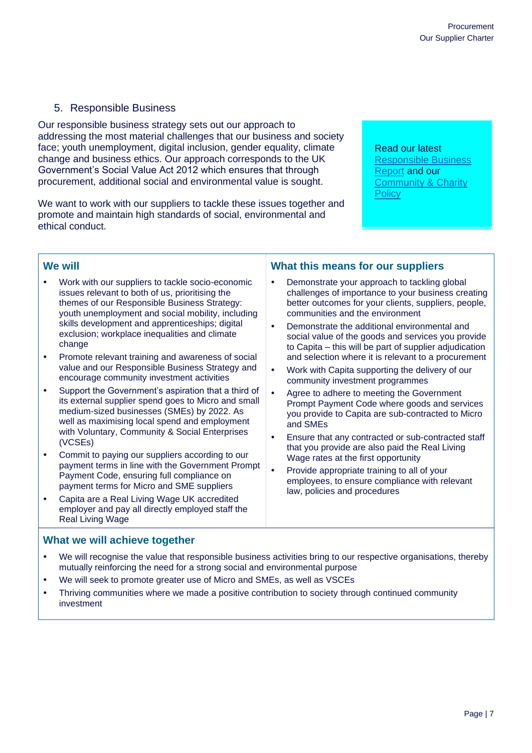## 5. Responsible Business

Our responsible business strategy sets out our approach to addressing the most material challenges that our business and society face; youth unemployment, digital inclusion, gender equality, climate change and business ethics. Our approach corresponds to the UK Government's Social Value Act 2012 which ensures that through procurement, additional social and environmental value is sought.

We want to work with our suppliers to tackle these issues together and promote and maintain high standards of social, environmental and ethical conduct.

Read our latest Responsible Business Report and our Community & Charity Policy

### We will

- Work with our suppliers to tackle socio-economic issues relevant to both of us, prioritising the themes of our Responsible Business Strategy: youth unemployment and social mobility, including skills development and apprenticeships; digital exclusion; workplace inequalities and climate change
- Promote relevant training and awareness of social value and our Responsible Business Strategy and encourage community investment activities
- Support the Government's aspiration that a third of its external supplier spend goes to Micro and small medium-sized businesses (SMEs) by 2022. As well as maximising local spend and employment with Voluntary, Community & Social Enterprises (VCSEs)
- Commit to paying our suppliers according to our payment terms in line with the Government Prompt Payment Code, ensuring full compliance on payment terms for Micro and SME suppliers
- Capita are a Real Living Wage UK accredited employer and pay all directly employed staff the Real Living Wage

### What this means for our suppliers

- Demonstrate your approach to tackling global challenges of importance to your business creating better outcomes for your clients, suppliers, people, communities and the environment
- Demonstrate the additional environmental and social value of the goods and services you provide to Capita – this will be part of supplier adjudication and selection where it is relevant to a procurement
- Work with Capita supporting the delivery of our community investment programmes
- Agree to adhere to meeting the Government Prompt Payment Code where goods and services you provide to Capita are sub-contracted to Micro and SMEs
- Ensure that any contracted or sub-contracted staff that you provide are also paid the Real Living Wage rates at the first opportunity
- Provide appropriate training to all of your employees, to ensure compliance with relevant law, policies and procedures

### What we will achieve together

- We will recognise the value that responsible business activities bring to our respective organisations, thereby mutually reinforcing the need for a strong social and environmental purpose
- We will seek to promote greater use of Micro and SMEs, as well as VSCEs
- Thriving communities where we made a positive contribution to society through continued community investment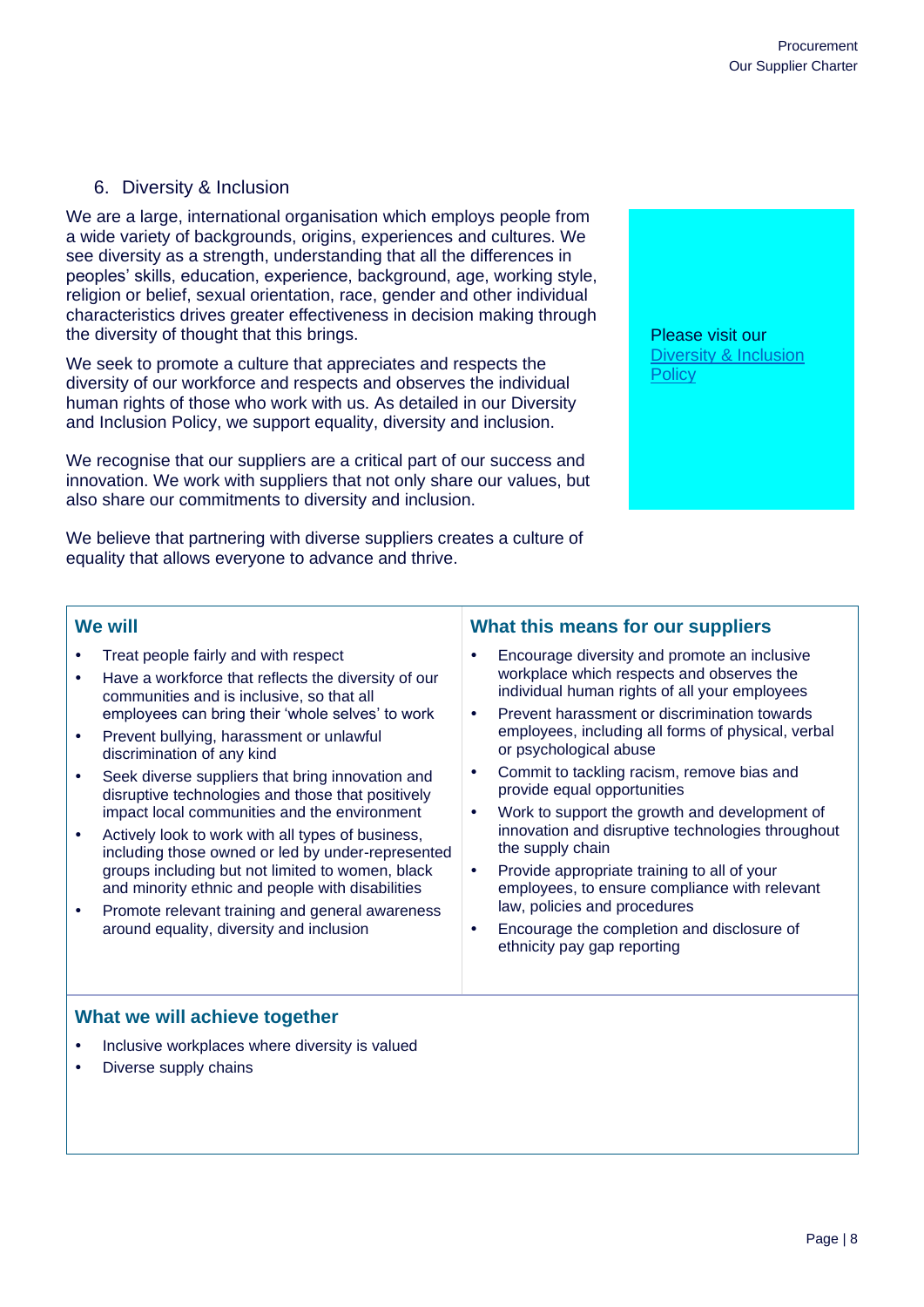## 6. Diversity & Inclusion

We are a large, international organisation which employs people from a wide variety of backgrounds, origins, experiences and cultures. We see diversity as a strength, understanding that all the differences in peoples' skills, education, experience, background, age, working style, religion or belief, sexual orientation, race, gender and other individual characteristics drives greater effectiveness in decision making through the diversity of thought that this brings.

We seek to promote a culture that appreciates and respects the diversity of our workforce and respects and observes the individual human rights of those who work with us. As detailed in our Diversity and Inclusion Policy, we support equality, diversity and inclusion.

We recognise that our suppliers are a critical part of our success and innovation. We work with suppliers that not only share our values, but also share our commitments to diversity and inclusion.

We believe that partnering with diverse suppliers creates a culture of equality that allows everyone to advance and thrive.

Please visit our [Diversity & Inclusion Policy]

### We will

- Treat people fairly and with respect
- Have a workforce that reflects the diversity of our communities and is inclusive, so that all employees can bring their 'whole selves' to work
- Prevent bullying, harassment or unlawful discrimination of any kind
- Seek diverse suppliers that bring innovation and disruptive technologies and those that positively impact local communities and the environment
- Actively look to work with all types of business, including those owned or led by under-represented groups including but not limited to women, black and minority ethnic and people with disabilities
- Promote relevant training and general awareness around equality, diversity and inclusion

### What this means for our suppliers

- Encourage diversity and promote an inclusive workplace which respects and observes the individual human rights of all your employees
- Prevent harassment or discrimination towards employees, including all forms of physical, verbal or psychological abuse
- Commit to tackling racism, remove bias and provide equal opportunities
- Work to support the growth and development of innovation and disruptive technologies throughout the supply chain
- Provide appropriate training to all of your employees, to ensure compliance with relevant law, policies and procedures
- Encourage the completion and disclosure of ethnicity pay gap reporting

### What we will achieve together

- Inclusive workplaces where diversity is valued
- Diverse supply chains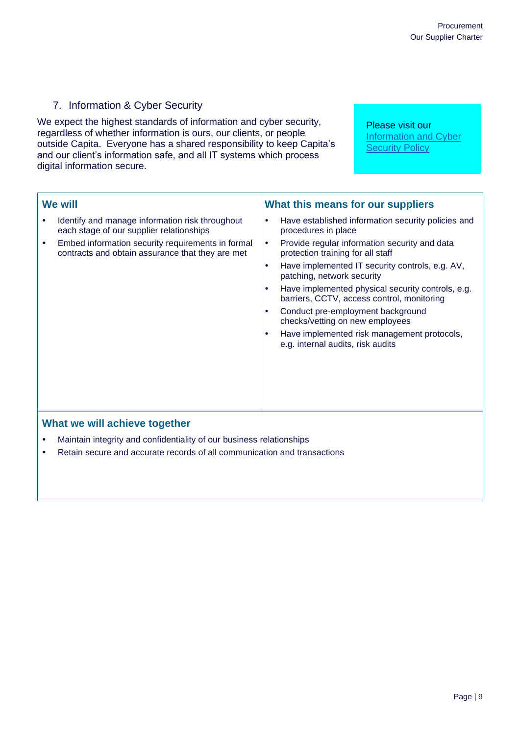## 7. Information & Cyber Security

We expect the highest standards of information and cyber security, regardless of whether information is ours, our clients, or people outside Capita. Everyone has a shared responsibility to keep Capita's and our client's information safe, and all IT systems which process digital information secure.

Please visit our Information and Cyber Security Policy

| We will | What this means for our suppliers |
|---|---|
| • Identify and manage information risk throughout each stage of our supplier relationships<br>• Embed information security requirements in formal contracts and obtain assurance that they are met | • Have established information security policies and procedures in place<br>• Provide regular information security and data protection training for all staff<br>• Have implemented IT security controls, e.g. AV, patching, network security<br>• Have implemented physical security controls, e.g. barriers, CCTV, access control, monitoring<br>• Conduct pre-employment background checks/vetting on new employees<br>• Have implemented risk management protocols, e.g. internal audits, risk audits |

### What we will achieve together

- Maintain integrity and confidentiality of our business relationships
- Retain secure and accurate records of all communication and transactions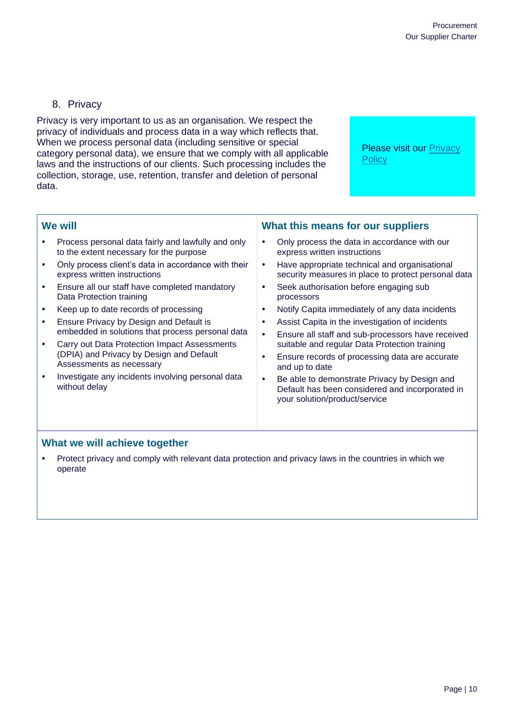## 8. Privacy

Privacy is very important to us as an organisation. We respect the privacy of individuals and process data in a way which reflects that. When we process personal data (including sensitive or special category personal data), we ensure that we comply with all applicable laws and the instructions of our clients. Such processing includes the collection, storage, use, retention, transfer and deletion of personal data.

Please visit our [Privacy Policy]

### We will

- Process personal data fairly and lawfully and only to the extent necessary for the purpose
- Only process client's data in accordance with their express written instructions
- Ensure all our staff have completed mandatory Data Protection training
- Keep up to date records of processing
- Ensure Privacy by Design and Default is embedded in solutions that process personal data
- Carry out Data Protection Impact Assessments (DPIA) and Privacy by Design and Default Assessments as necessary
- Investigate any incidents involving personal data without delay

### What this means for our suppliers

- Only process the data in accordance with our express written instructions
- Have appropriate technical and organisational security measures in place to protect personal data
- Seek authorisation before engaging sub processors
- Notify Capita immediately of any data incidents
- Assist Capita in the investigation of incidents
- Ensure all staff and sub-processors have received suitable and regular Data Protection training
- Ensure records of processing data are accurate and up to date
- Be able to demonstrate Privacy by Design and Default has been considered and incorporated in your solution/product/service

### What we will achieve together

- Protect privacy and comply with relevant data protection and privacy laws in the countries in which we operate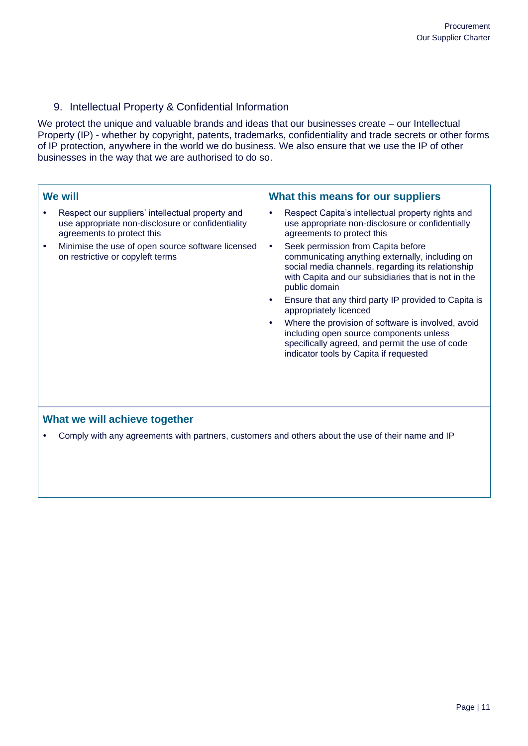## 9. Intellectual Property & Confidential Information

We protect the unique and valuable brands and ideas that our businesses create – our Intellectual Property (IP) - whether by copyright, patents, trademarks, confidentiality and trade secrets or other forms of IP protection, anywhere in the world we do business. We also ensure that we use the IP of other businesses in the way that we are authorised to do so.

| We will | What this means for our suppliers |
| --- | --- |
| • Respect our suppliers' intellectual property and use appropriate non-disclosure or confidentiality agreements to protect this<br>• Minimise the use of open source software licensed on restrictive or copyleft terms | • Respect Capita's intellectual property rights and use appropriate non-disclosure or confidentially agreements to protect this<br>• Seek permission from Capita before communicating anything externally, including on social media channels, regarding its relationship with Capita and our subsidiaries that is not in the public domain<br>• Ensure that any third party IP provided to Capita is appropriately licenced<br>• Where the provision of software is involved, avoid including open source components unless specifically agreed, and permit the use of code indicator tools by Capita if requested |

### What we will achieve together

- Comply with any agreements with partners, customers and others about the use of their name and IP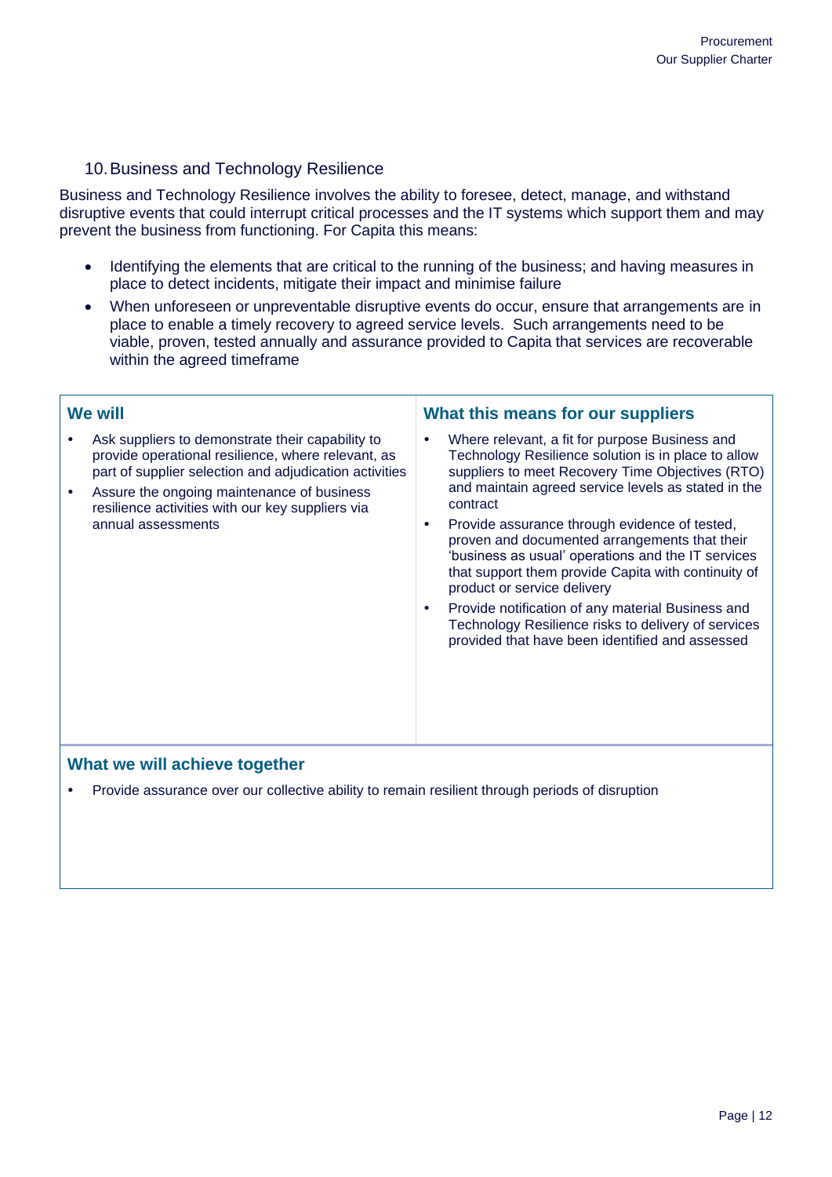## 10. Business and Technology Resilience

Business and Technology Resilience involves the ability to foresee, detect, manage, and withstand disruptive events that could interrupt critical processes and the IT systems which support them and may prevent the business from functioning. For Capita this means:

- Identifying the elements that are critical to the running of the business; and having measures in place to detect incidents, mitigate their impact and minimise failure
- When unforeseen or unpreventable disruptive events do occur, ensure that arrangements are in place to enable a timely recovery to agreed service levels. Such arrangements need to be viable, proven, tested annually and assurance provided to Capita that services are recoverable within the agreed timeframe

### We will

- Ask suppliers to demonstrate their capability to provide operational resilience, where relevant, as part of supplier selection and adjudication activities
- Assure the ongoing maintenance of business resilience activities with our key suppliers via annual assessments

### What this means for our suppliers

- Where relevant, a fit for purpose Business and Technology Resilience solution is in place to allow suppliers to meet Recovery Time Objectives (RTO) and maintain agreed service levels as stated in the contract
- Provide assurance through evidence of tested, proven and documented arrangements that their 'business as usual' operations and the IT services that support them provide Capita with continuity of product or service delivery
- Provide notification of any material Business and Technology Resilience risks to delivery of services provided that have been identified and assessed

### What we will achieve together

- Provide assurance over our collective ability to remain resilient through periods of disruption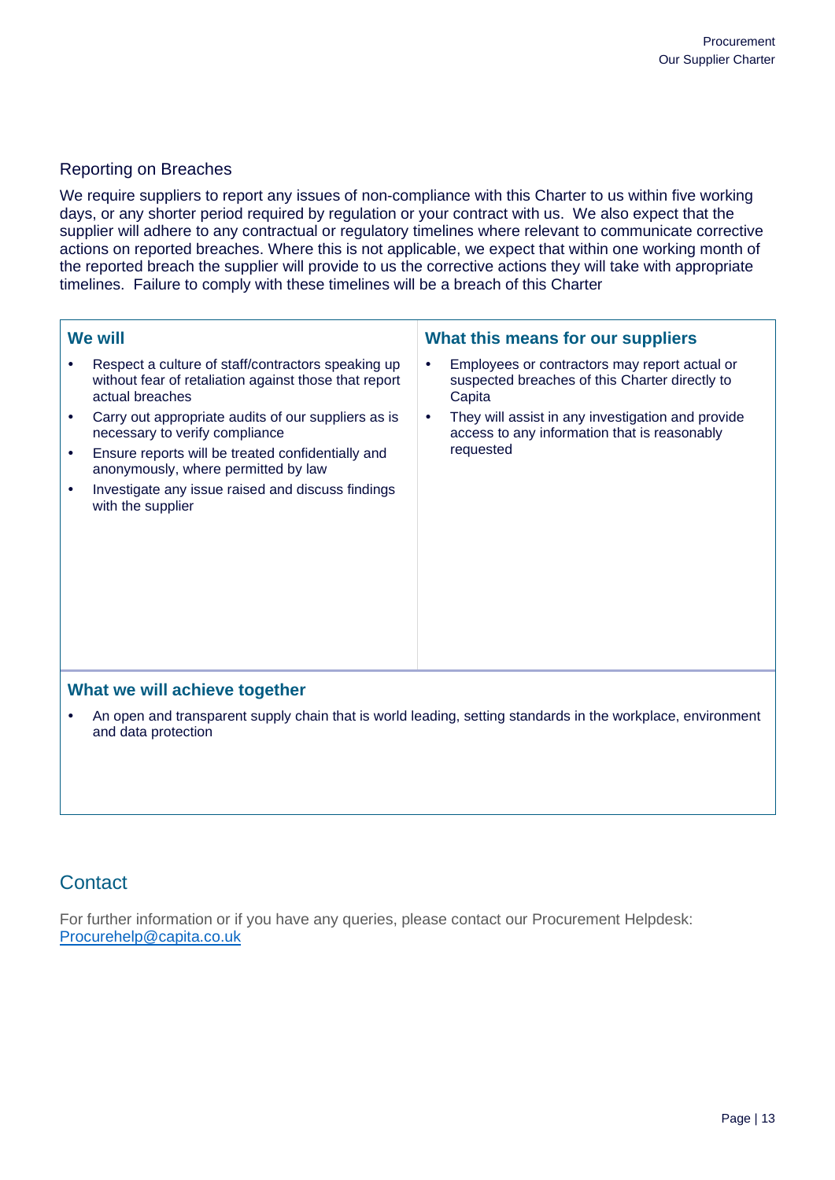## Reporting on Breaches

We require suppliers to report any issues of non-compliance with this Charter to us within five working days, or any shorter period required by regulation or your contract with us. We also expect that the supplier will adhere to any contractual or regulatory timelines where relevant to communicate corrective actions on reported breaches. Where this is not applicable, we expect that within one working month of the reported breach the supplier will provide to us the corrective actions they will take with appropriate timelines. Failure to comply with these timelines will be a breach of this Charter

### We will

- Respect a culture of staff/contractors speaking up without fear of retaliation against those that report actual breaches
- Carry out appropriate audits of our suppliers as is necessary to verify compliance
- Ensure reports will be treated confidentially and anonymously, where permitted by law
- Investigate any issue raised and discuss findings with the supplier

### What this means for our suppliers

- Employees or contractors may report actual or suspected breaches of this Charter directly to Capita
- They will assist in any investigation and provide access to any information that is reasonably requested

### What we will achieve together

- An open and transparent supply chain that is world leading, setting standards in the workplace, environment and data protection

## Contact

For further information or if you have any queries, please contact our Procurement Helpdesk: Procurehelp@capita.co.uk